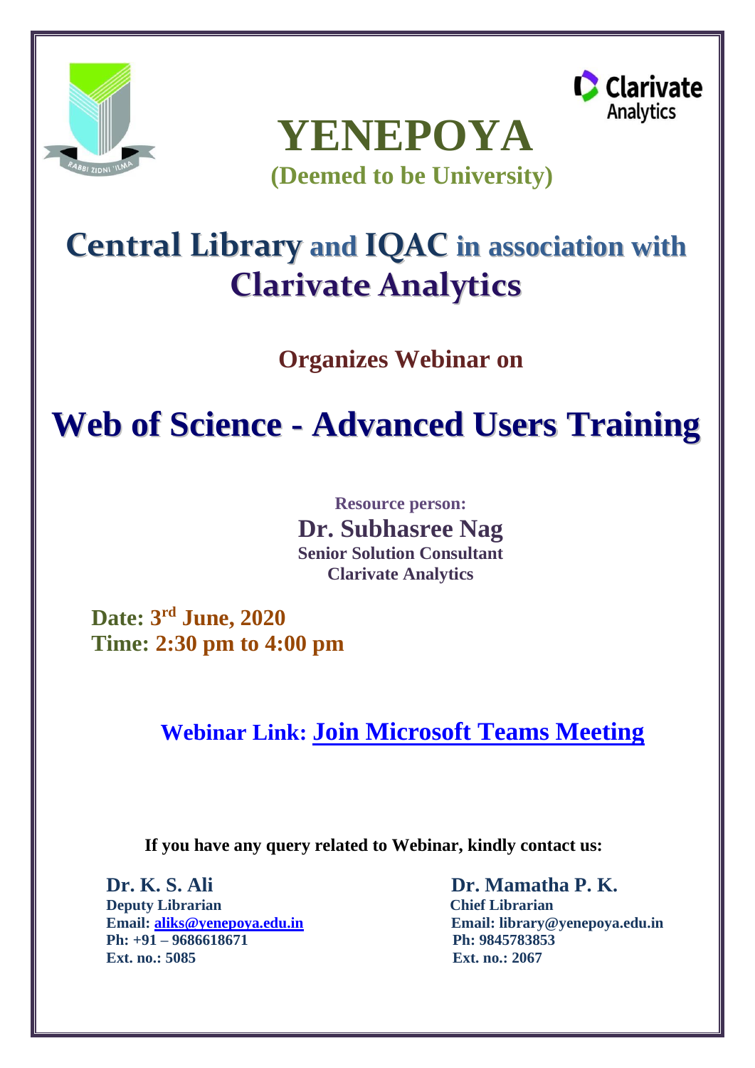# YENEPOYA

**(Deemed to be University)**

## Central Library and IQAC in association with Clarivate Analytics

**Organizes Webinar on**

# Web of Science - Advanced Users Training

**Resource person:**

**Dr. Subhasree Nag**
**Senior Solution Consultant**
**Clarivate Analytics**

**Date: 3rd June, 2020**
**Time: 2:30 pm to 4:00 pm**

**Webinar Link: Join Microsoft Teams Meeting**

**If you have any query related to Webinar, kindly contact us:**

**Dr. K. S. Ali**
**Deputy Librarian**
**Email: aliks@yenepoya.edu.in**
**Ph: +91 – 9686618671**
**Ext. no.: 5085**

**Dr. Mamatha P. K.**
**Chief Librarian**
**Email: library@yenepoya.edu.in**
**Ph: 9845783853**
**Ext. no.: 2067**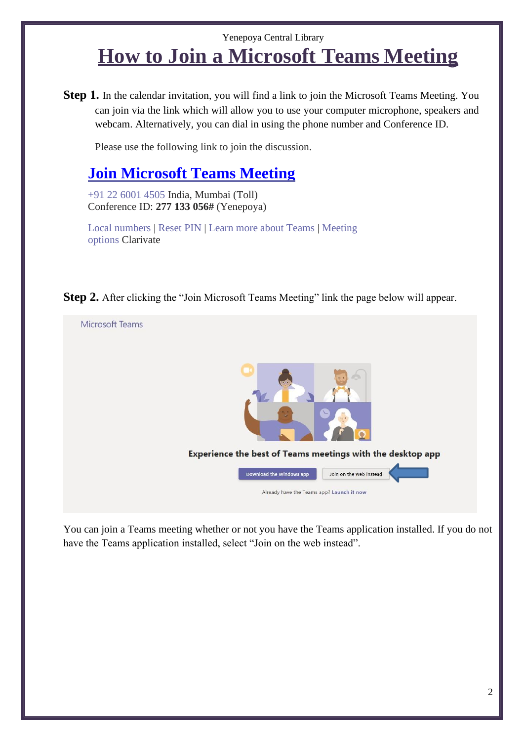Yenepoya Central Library

# How to Join a Microsoft Teams Meeting

**Step 1.** In the calendar invitation, you will find a link to join the Microsoft Teams Meeting. You can join via the link which will allow you to use your computer microphone, speakers and webcam. Alternatively, you can dial in using the phone number and Conference ID.

Please use the following link to join the discussion.

## Join Microsoft Teams Meeting

+91 22 6001 4505 India, Mumbai (Toll)
Conference ID: **277 133 056#** (Yenepoya)

Local numbers | Reset PIN | Learn more about Teams | Meeting options Clarivate

**Step 2.** After clicking the "Join Microsoft Teams Meeting" link the page below will appear.

Microsoft Teams

Experience the best of Teams meetings with the desktop app

Download the Windows app | Join on the web instead

Already have the Teams app? Launch it now

You can join a Teams meeting whether or not you have the Teams application installed. If you do not have the Teams application installed, select "Join on the web instead".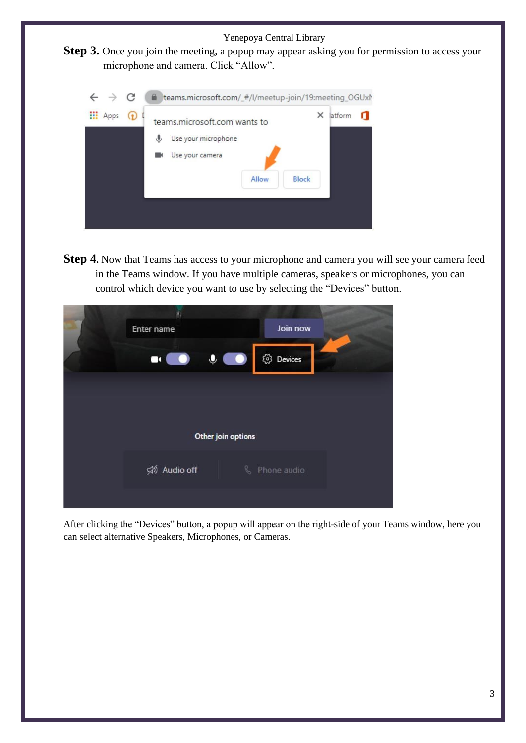**Step 3.** Once you join the meeting, a popup may appear asking you for permission to access your microphone and camera. Click “Allow”.

**Step 4.** Now that Teams has access to your microphone and camera you will see your camera feed in the Teams window. If you have multiple cameras, speakers or microphones, you can control which device you want to use by selecting the “Devices” button.

After clicking the “Devices” button, a popup will appear on the right-side of your Teams window, here you can select alternative Speakers, Microphones, or Cameras.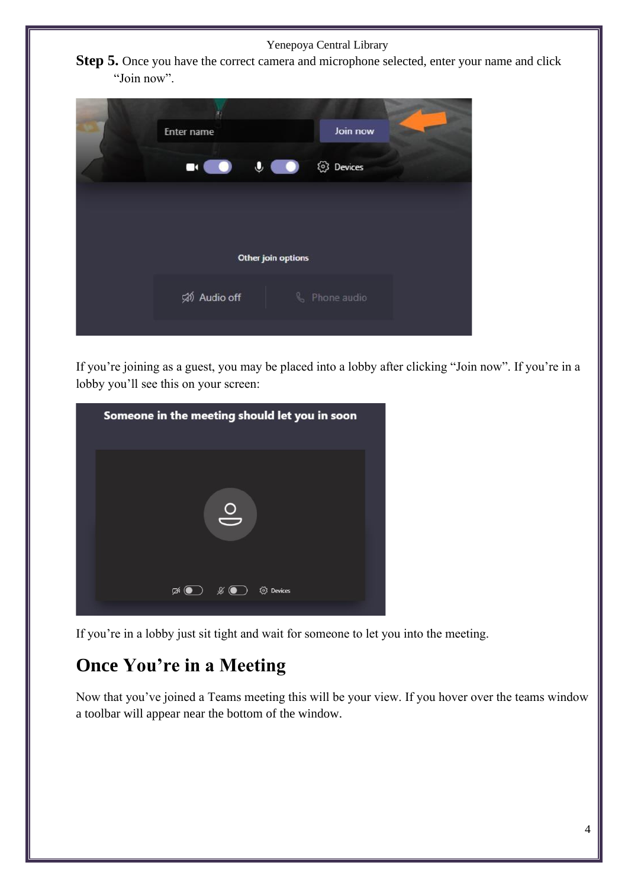**Step 5.** Once you have the correct camera and microphone selected, enter your name and click "Join now".

If you're joining as a guest, you may be placed into a lobby after clicking "Join now". If you're in a lobby you'll see this on your screen:

If you're in a lobby just sit tight and wait for someone to let you into the meeting.

## Once You're in a Meeting

Now that you've joined a Teams meeting this will be your view. If you hover over the teams window a toolbar will appear near the bottom of the window.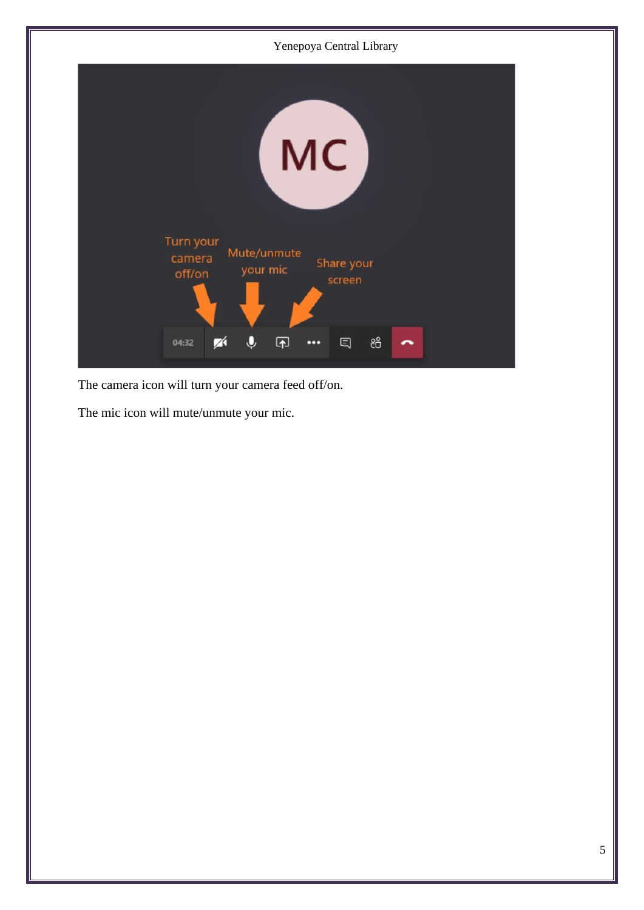The camera icon will turn your camera feed off/on.

The mic icon will mute/unmute your mic.